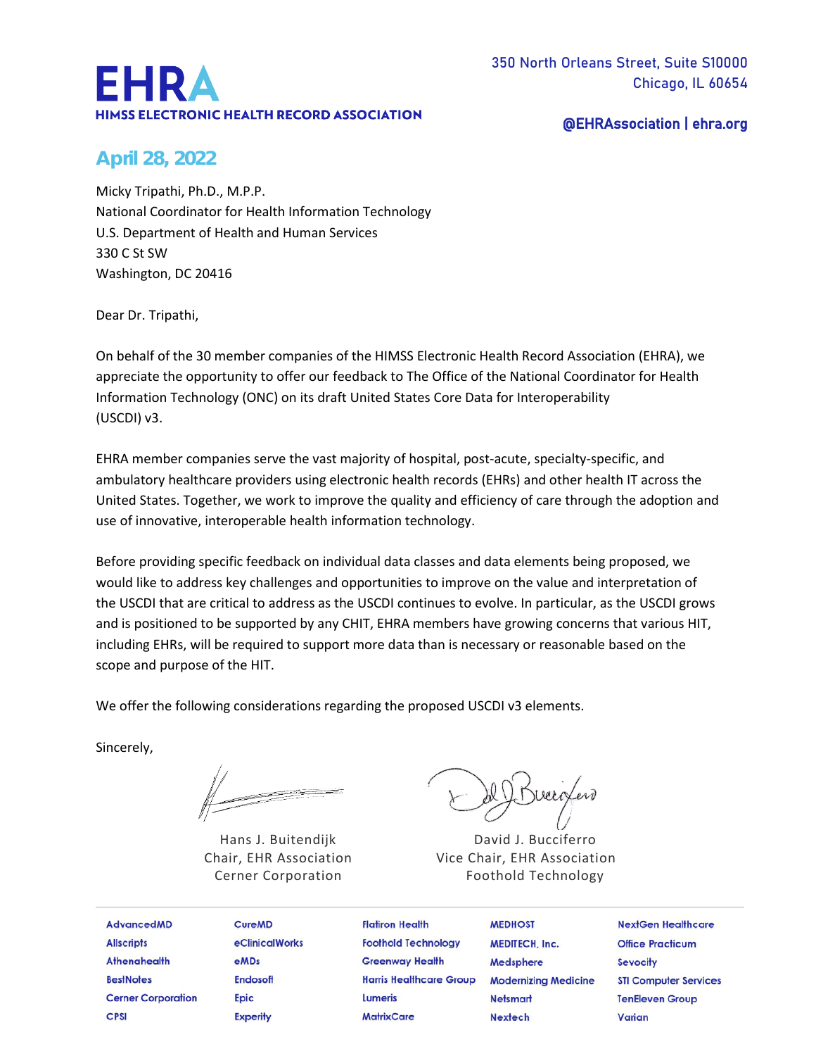# EHRA
**HIMSS ELECTRONIC HEALTH RECORD ASSOCIATION**

350 North Orleans Street, Suite S10000
Chicago, IL 60654

@EHRAssociation | ehra.org

**April 28, 2022**

Micky Tripathi, Ph.D., M.P.P.
National Coordinator for Health Information Technology
U.S. Department of Health and Human Services
330 C St SW
Washington, DC 20416

Dear Dr. Tripathi,

On behalf of the 30 member companies of the HIMSS Electronic Health Record Association (EHRA), we appreciate the opportunity to offer our feedback to The Office of the National Coordinator for Health Information Technology (ONC) on its draft United States Core Data for Interoperability (USCDI) v3.

EHRA member companies serve the vast majority of hospital, post-acute, specialty-specific, and ambulatory healthcare providers using electronic health records (EHRs) and other health IT across the United States. Together, we work to improve the quality and efficiency of care through the adoption and use of innovative, interoperable health information technology.

Before providing specific feedback on individual data classes and data elements being proposed, we would like to address key challenges and opportunities to improve on the value and interpretation of the USCDI that are critical to address as the USCDI continues to evolve. In particular, as the USCDI grows and is positioned to be supported by any CHIT, EHRA members have growing concerns that various HIT, including EHRs, will be required to support more data than is necessary or reasonable based on the scope and purpose of the HIT.

We offer the following considerations regarding the proposed USCDI v3 elements.

Sincerely,

| Hans J. Buitendijk | David J. Bucciferro |
|---|---|
| Chair, EHR Association | Vice Chair, EHR Association |
| Cerner Corporation | Foothold Technology |

| | | | | |
|---|---|---|---|---|
| AdvancedMD | CureMD | Flatiron Health | MEDHOST | NextGen Healthcare |
| Allscripts | eClinicalWorks | Foothold Technology | MEDITECH, Inc. | Office Practicum |
| Athenahealth | eMDs | Greenway Health | Medsphere | Sevocity |
| BestNotes | Endosoft | Harris Healthcare Group | Modernizing Medicine | STI Computer Services |
| Cerner Corporation | Epic | Lumeris | Netsmart | TenEleven Group |
| CPSI | Experity | MatrixCare | Nextech | Varian |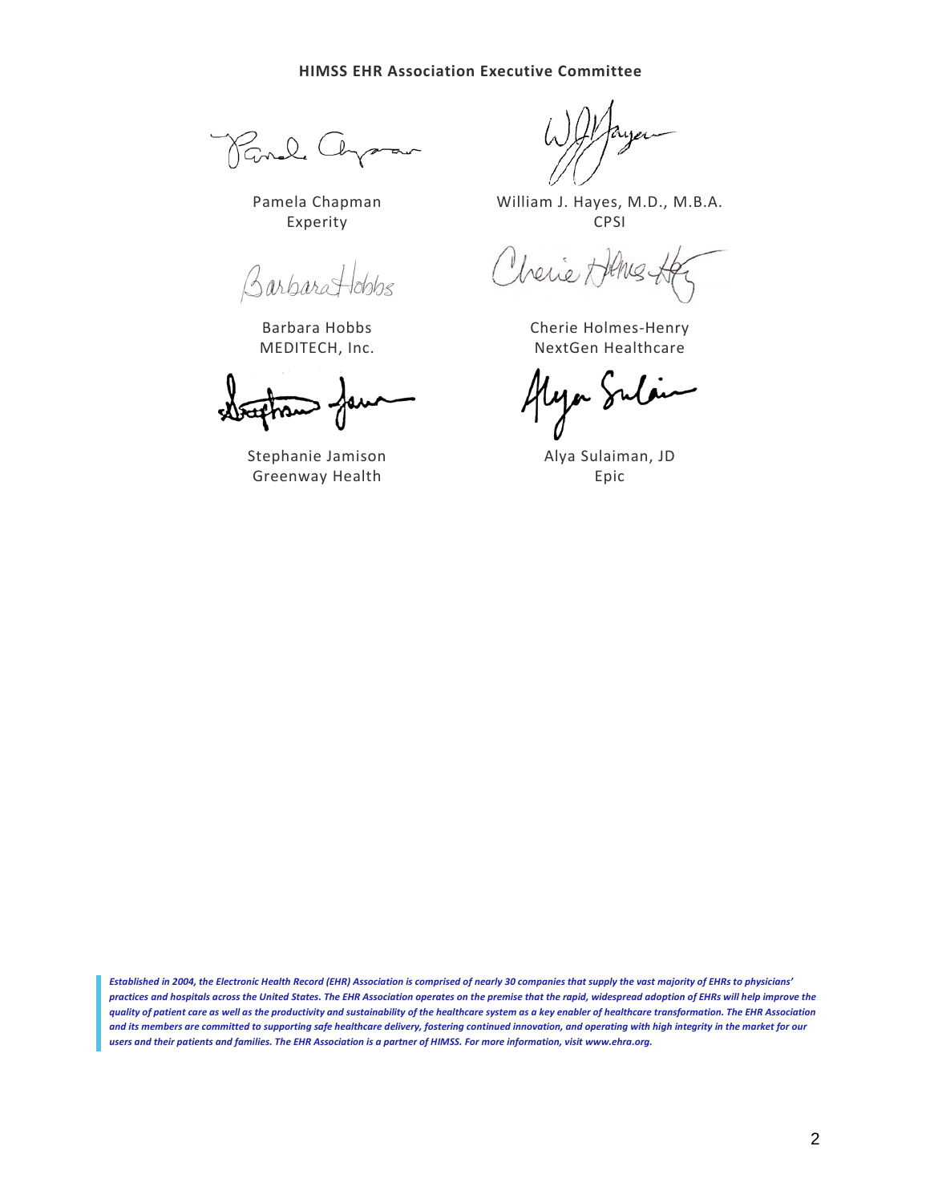**HIMSS EHR Association Executive Committee**

Pamela Chapman
Experity

William J. Hayes, M.D., M.B.A.
CPSI

Barbara Hobbs
MEDITECH, Inc.

Cherie Holmes-Henry
NextGen Healthcare

Stephanie Jamison
Greenway Health

Alya Sulaiman, JD
Epic

***Established in 2004, the Electronic Health Record (EHR) Association is comprised of nearly 30 companies that supply the vast majority of EHRs to physicians' practices and hospitals across the United States. The EHR Association operates on the premise that the rapid, widespread adoption of EHRs will help improve the quality of patient care as well as the productivity and sustainability of the healthcare system as a key enabler of healthcare transformation. The EHR Association and its members are committed to supporting safe healthcare delivery, fostering continued innovation, and operating with high integrity in the market for our users and their patients and families. The EHR Association is a partner of HIMSS. For more information, visit www.ehra.org.***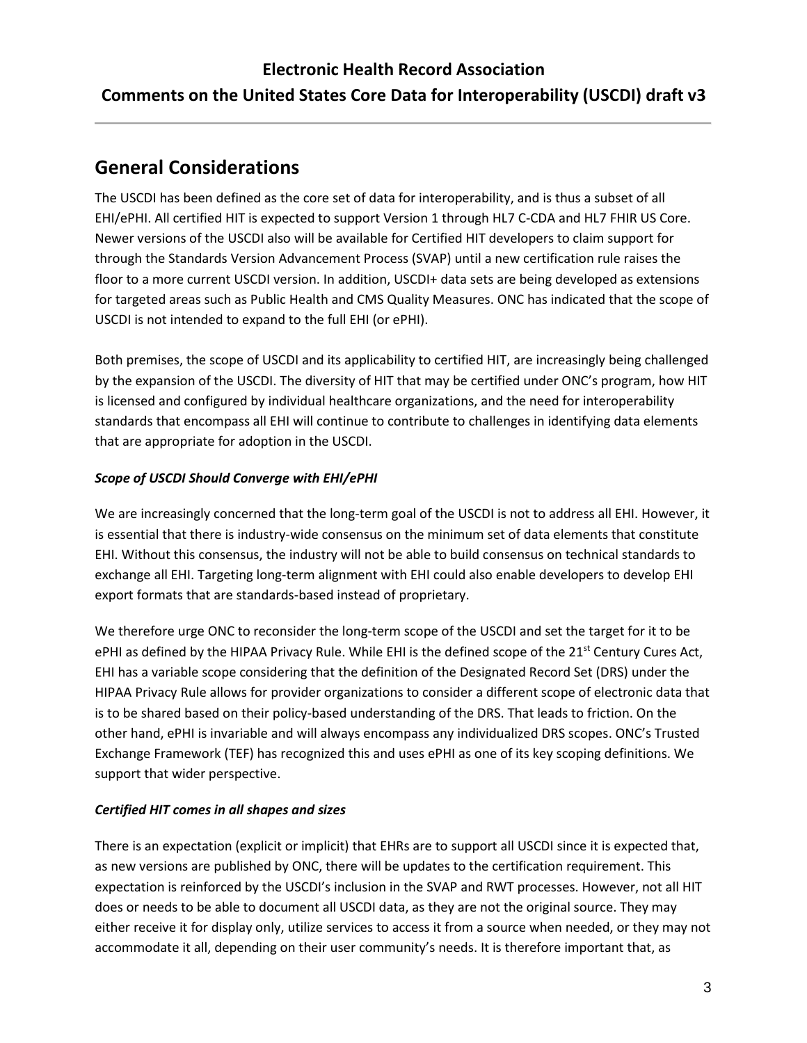## General Considerations

The USCDI has been defined as the core set of data for interoperability, and is thus a subset of all EHI/ePHI. All certified HIT is expected to support Version 1 through HL7 C-CDA and HL7 FHIR US Core. Newer versions of the USCDI also will be available for Certified HIT developers to claim support for through the Standards Version Advancement Process (SVAP) until a new certification rule raises the floor to a more current USCDI version. In addition, USCDI+ data sets are being developed as extensions for targeted areas such as Public Health and CMS Quality Measures. ONC has indicated that the scope of USCDI is not intended to expand to the full EHI (or ePHI).

Both premises, the scope of USCDI and its applicability to certified HIT, are increasingly being challenged by the expansion of the USCDI. The diversity of HIT that may be certified under ONC's program, how HIT is licensed and configured by individual healthcare organizations, and the need for interoperability standards that encompass all EHI will continue to contribute to challenges in identifying data elements that are appropriate for adoption in the USCDI.

### *Scope of USCDI Should Converge with EHI/ePHI*

We are increasingly concerned that the long-term goal of the USCDI is not to address all EHI. However, it is essential that there is industry-wide consensus on the minimum set of data elements that constitute EHI. Without this consensus, the industry will not be able to build consensus on technical standards to exchange all EHI. Targeting long-term alignment with EHI could also enable developers to develop EHI export formats that are standards-based instead of proprietary.

We therefore urge ONC to reconsider the long-term scope of the USCDI and set the target for it to be ePHI as defined by the HIPAA Privacy Rule. While EHI is the defined scope of the 21st Century Cures Act, EHI has a variable scope considering that the definition of the Designated Record Set (DRS) under the HIPAA Privacy Rule allows for provider organizations to consider a different scope of electronic data that is to be shared based on their policy-based understanding of the DRS. That leads to friction. On the other hand, ePHI is invariable and will always encompass any individualized DRS scopes. ONC's Trusted Exchange Framework (TEF) has recognized this and uses ePHI as one of its key scoping definitions. We support that wider perspective.

### *Certified HIT comes in all shapes and sizes*

There is an expectation (explicit or implicit) that EHRs are to support all USCDI since it is expected that, as new versions are published by ONC, there will be updates to the certification requirement. This expectation is reinforced by the USCDI's inclusion in the SVAP and RWT processes. However, not all HIT does or needs to be able to document all USCDI data, as they are not the original source. They may either receive it for display only, utilize services to access it from a source when needed, or they may not accommodate it all, depending on their user community's needs. It is therefore important that, as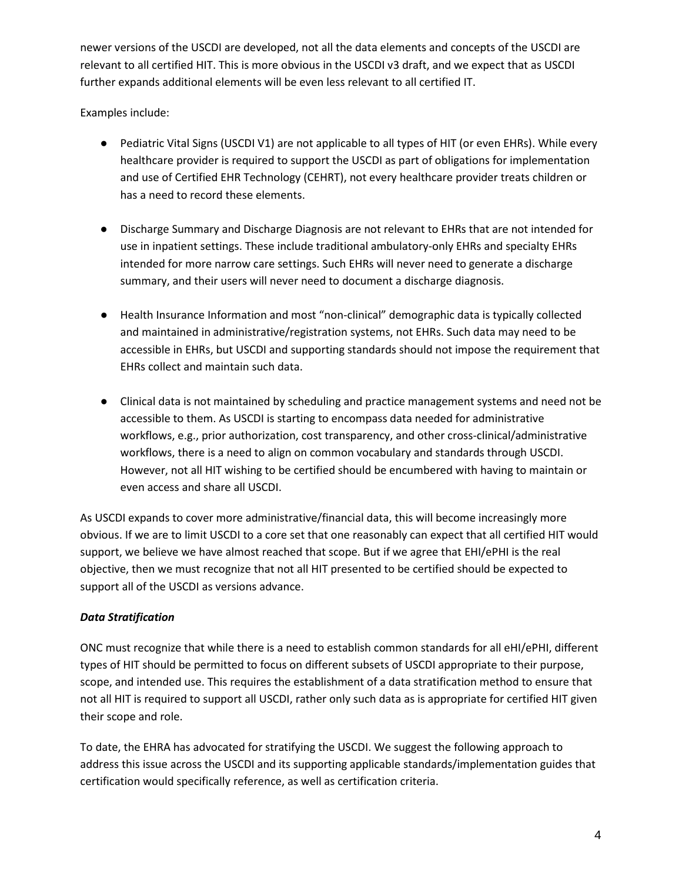newer versions of the USCDI are developed, not all the data elements and concepts of the USCDI are relevant to all certified HIT. This is more obvious in the USCDI v3 draft, and we expect that as USCDI further expands additional elements will be even less relevant to all certified IT.

Examples include:

- Pediatric Vital Signs (USCDI V1) are not applicable to all types of HIT (or even EHRs). While every healthcare provider is required to support the USCDI as part of obligations for implementation and use of Certified EHR Technology (CEHRT), not every healthcare provider treats children or has a need to record these elements.

- Discharge Summary and Discharge Diagnosis are not relevant to EHRs that are not intended for use in inpatient settings. These include traditional ambulatory-only EHRs and specialty EHRs intended for more narrow care settings. Such EHRs will never need to generate a discharge summary, and their users will never need to document a discharge diagnosis.

- Health Insurance Information and most "non-clinical" demographic data is typically collected and maintained in administrative/registration systems, not EHRs. Such data may need to be accessible in EHRs, but USCDI and supporting standards should not impose the requirement that EHRs collect and maintain such data.

- Clinical data is not maintained by scheduling and practice management systems and need not be accessible to them. As USCDI is starting to encompass data needed for administrative workflows, e.g., prior authorization, cost transparency, and other cross-clinical/administrative workflows, there is a need to align on common vocabulary and standards through USCDI. However, not all HIT wishing to be certified should be encumbered with having to maintain or even access and share all USCDI.

As USCDI expands to cover more administrative/financial data, this will become increasingly more obvious. If we are to limit USCDI to a core set that one reasonably can expect that all certified HIT would support, we believe we have almost reached that scope. But if we agree that EHI/ePHI is the real objective, then we must recognize that not all HIT presented to be certified should be expected to support all of the USCDI as versions advance.

***Data Stratification***

ONC must recognize that while there is a need to establish common standards for all eHI/ePHI, different types of HIT should be permitted to focus on different subsets of USCDI appropriate to their purpose, scope, and intended use. This requires the establishment of a data stratification method to ensure that not all HIT is required to support all USCDI, rather only such data as is appropriate for certified HIT given their scope and role.

To date, the EHRA has advocated for stratifying the USCDI. We suggest the following approach to address this issue across the USCDI and its supporting applicable standards/implementation guides that certification would specifically reference, as well as certification criteria.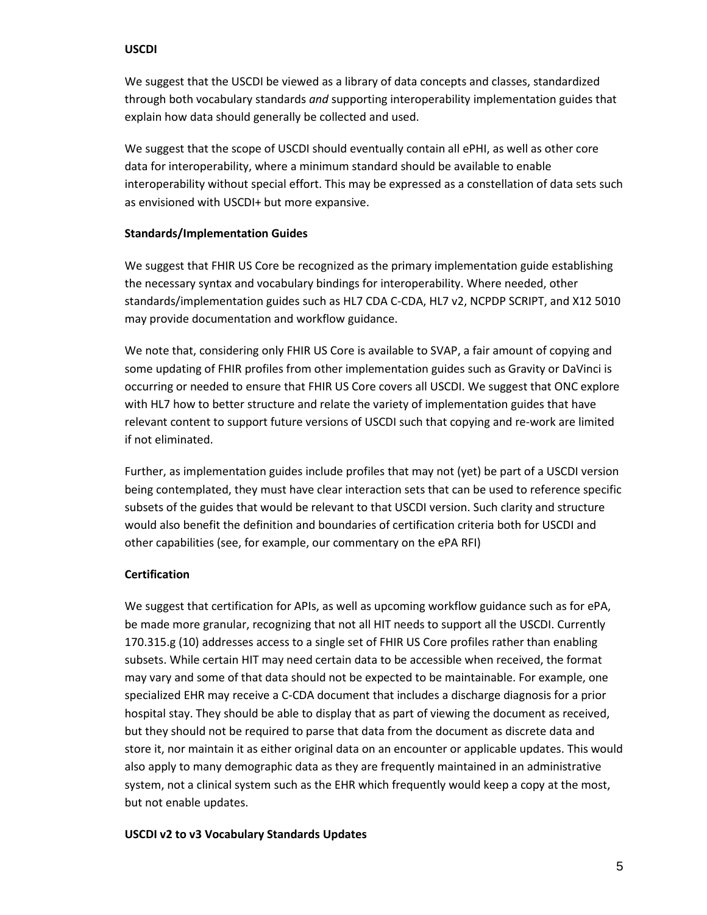**USCDI**

We suggest that the USCDI be viewed as a library of data concepts and classes, standardized through both vocabulary standards *and* supporting interoperability implementation guides that explain how data should generally be collected and used.

We suggest that the scope of USCDI should eventually contain all ePHI, as well as other core data for interoperability, where a minimum standard should be available to enable interoperability without special effort. This may be expressed as a constellation of data sets such as envisioned with USCDI+ but more expansive.

**Standards/Implementation Guides**

We suggest that FHIR US Core be recognized as the primary implementation guide establishing the necessary syntax and vocabulary bindings for interoperability. Where needed, other standards/implementation guides such as HL7 CDA C-CDA, HL7 v2, NCPDP SCRIPT, and X12 5010 may provide documentation and workflow guidance.

We note that, considering only FHIR US Core is available to SVAP, a fair amount of copying and some updating of FHIR profiles from other implementation guides such as Gravity or DaVinci is occurring or needed to ensure that FHIR US Core covers all USCDI. We suggest that ONC explore with HL7 how to better structure and relate the variety of implementation guides that have relevant content to support future versions of USCDI such that copying and re-work are limited if not eliminated.

Further, as implementation guides include profiles that may not (yet) be part of a USCDI version being contemplated, they must have clear interaction sets that can be used to reference specific subsets of the guides that would be relevant to that USCDI version. Such clarity and structure would also benefit the definition and boundaries of certification criteria both for USCDI and other capabilities (see, for example, our commentary on the ePA RFI)

**Certification**

We suggest that certification for APIs, as well as upcoming workflow guidance such as for ePA, be made more granular, recognizing that not all HIT needs to support all the USCDI. Currently 170.315.g (10) addresses access to a single set of FHIR US Core profiles rather than enabling subsets. While certain HIT may need certain data to be accessible when received, the format may vary and some of that data should not be expected to be maintainable. For example, one specialized EHR may receive a C-CDA document that includes a discharge diagnosis for a prior hospital stay. They should be able to display that as part of viewing the document as received, but they should not be required to parse that data from the document as discrete data and store it, nor maintain it as either original data on an encounter or applicable updates. This would also apply to many demographic data as they are frequently maintained in an administrative system, not a clinical system such as the EHR which frequently would keep a copy at the most, but not enable updates.

**USCDI v2 to v3 Vocabulary Standards Updates**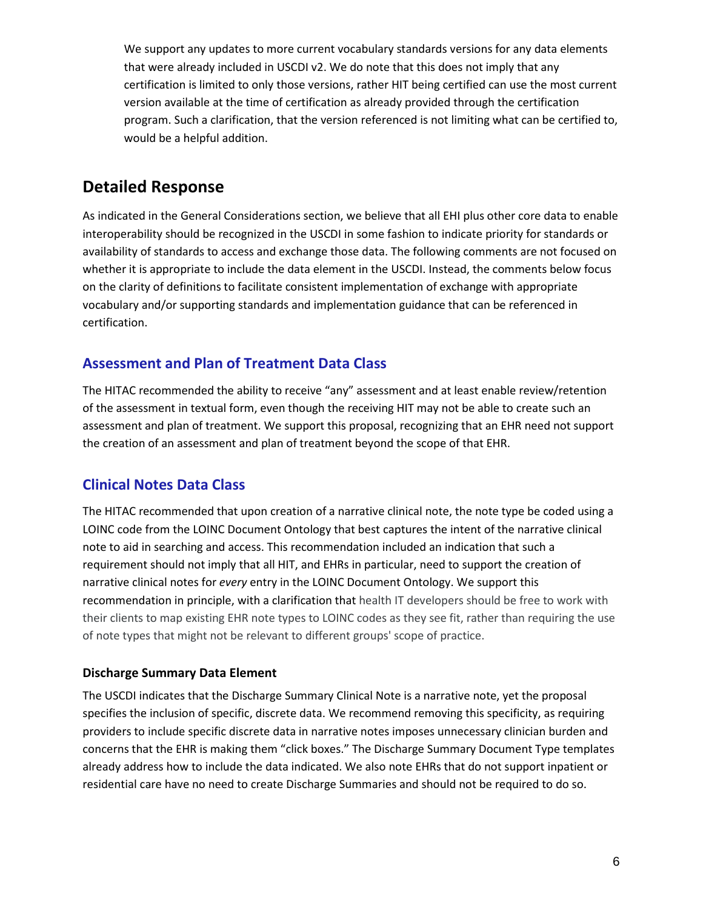We support any updates to more current vocabulary standards versions for any data elements that were already included in USCDI v2. We do note that this does not imply that any certification is limited to only those versions, rather HIT being certified can use the most current version available at the time of certification as already provided through the certification program. Such a clarification, that the version referenced is not limiting what can be certified to, would be a helpful addition.

## Detailed Response

As indicated in the General Considerations section, we believe that all EHI plus other core data to enable interoperability should be recognized in the USCDI in some fashion to indicate priority for standards or availability of standards to access and exchange those data. The following comments are not focused on whether it is appropriate to include the data element in the USCDI. Instead, the comments below focus on the clarity of definitions to facilitate consistent implementation of exchange with appropriate vocabulary and/or supporting standards and implementation guidance that can be referenced in certification.

### Assessment and Plan of Treatment Data Class

The HITAC recommended the ability to receive "any" assessment and at least enable review/retention of the assessment in textual form, even though the receiving HIT may not be able to create such an assessment and plan of treatment. We support this proposal, recognizing that an EHR need not support the creation of an assessment and plan of treatment beyond the scope of that EHR.

### Clinical Notes Data Class

The HITAC recommended that upon creation of a narrative clinical note, the note type be coded using a LOINC code from the LOINC Document Ontology that best captures the intent of the narrative clinical note to aid in searching and access. This recommendation included an indication that such a requirement should not imply that all HIT, and EHRs in particular, need to support the creation of narrative clinical notes for *every* entry in the LOINC Document Ontology. We support this recommendation in principle, with a clarification that health IT developers should be free to work with their clients to map existing EHR note types to LOINC codes as they see fit, rather than requiring the use of note types that might not be relevant to different groups' scope of practice.

#### Discharge Summary Data Element

The USCDI indicates that the Discharge Summary Clinical Note is a narrative note, yet the proposal specifies the inclusion of specific, discrete data. We recommend removing this specificity, as requiring providers to include specific discrete data in narrative notes imposes unnecessary clinician burden and concerns that the EHR is making them "click boxes." The Discharge Summary Document Type templates already address how to include the data indicated. We also note EHRs that do not support inpatient or residential care have no need to create Discharge Summaries and should not be required to do so.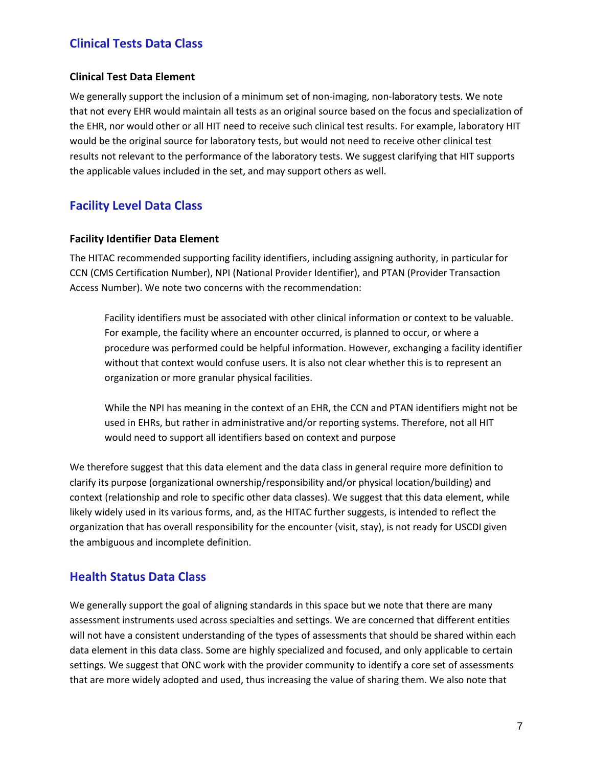## Clinical Tests Data Class

### Clinical Test Data Element

We generally support the inclusion of a minimum set of non-imaging, non-laboratory tests. We note that not every EHR would maintain all tests as an original source based on the focus and specialization of the EHR, nor would other or all HIT need to receive such clinical test results. For example, laboratory HIT would be the original source for laboratory tests, but would not need to receive other clinical test results not relevant to the performance of the laboratory tests. We suggest clarifying that HIT supports the applicable values included in the set, and may support others as well.

## Facility Level Data Class

### Facility Identifier Data Element

The HITAC recommended supporting facility identifiers, including assigning authority, in particular for CCN (CMS Certification Number), NPI (National Provider Identifier), and PTAN (Provider Transaction Access Number). We note two concerns with the recommendation:

> Facility identifiers must be associated with other clinical information or context to be valuable. For example, the facility where an encounter occurred, is planned to occur, or where a procedure was performed could be helpful information. However, exchanging a facility identifier without that context would confuse users. It is also not clear whether this is to represent an organization or more granular physical facilities.
>
> While the NPI has meaning in the context of an EHR, the CCN and PTAN identifiers might not be used in EHRs, but rather in administrative and/or reporting systems. Therefore, not all HIT would need to support all identifiers based on context and purpose

We therefore suggest that this data element and the data class in general require more definition to clarify its purpose (organizational ownership/responsibility and/or physical location/building) and context (relationship and role to specific other data classes). We suggest that this data element, while likely widely used in its various forms, and, as the HITAC further suggests, is intended to reflect the organization that has overall responsibility for the encounter (visit, stay), is not ready for USCDI given the ambiguous and incomplete definition.

## Health Status Data Class

We generally support the goal of aligning standards in this space but we note that there are many assessment instruments used across specialties and settings. We are concerned that different entities will not have a consistent understanding of the types of assessments that should be shared within each data element in this data class. Some are highly specialized and focused, and only applicable to certain settings. We suggest that ONC work with the provider community to identify a core set of assessments that are more widely adopted and used, thus increasing the value of sharing them. We also note that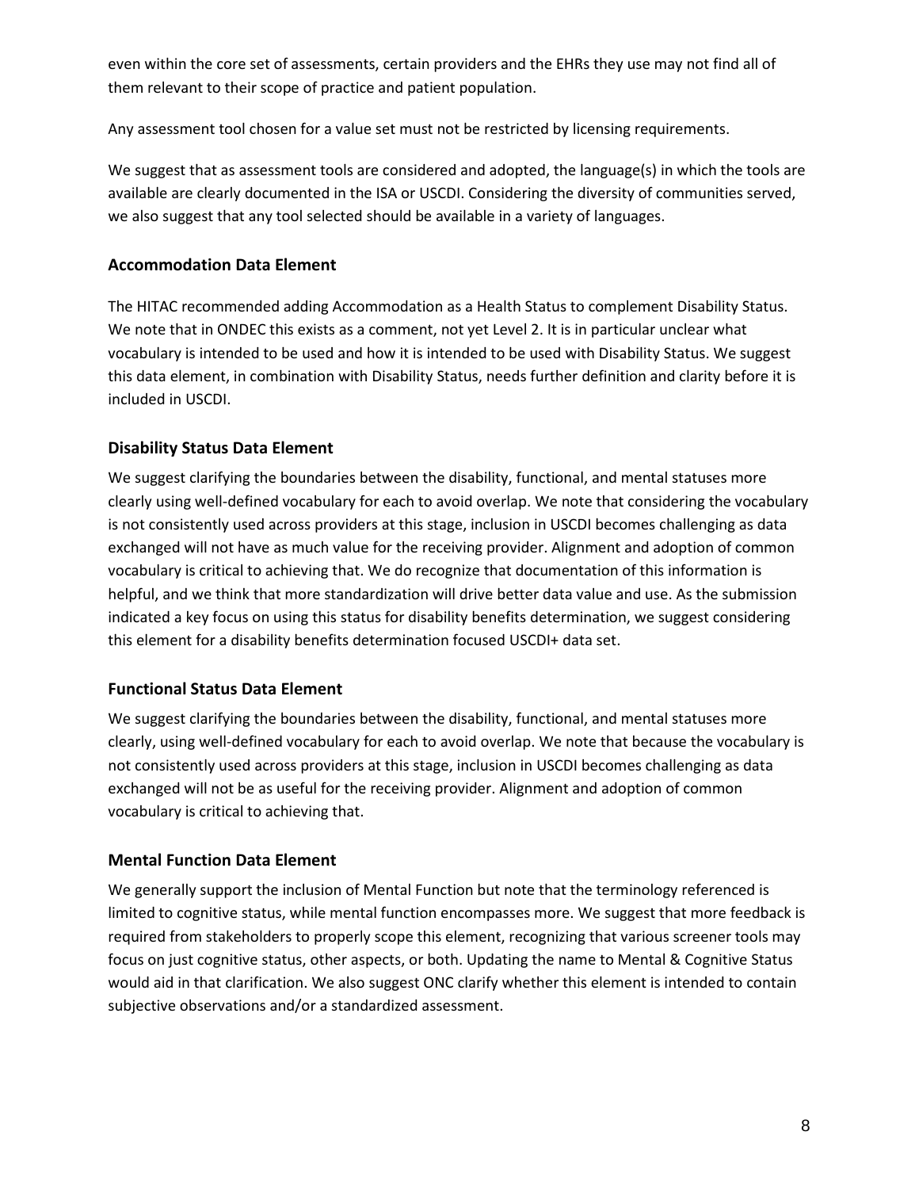even within the core set of assessments, certain providers and the EHRs they use may not find all of them relevant to their scope of practice and patient population.

Any assessment tool chosen for a value set must not be restricted by licensing requirements.

We suggest that as assessment tools are considered and adopted, the language(s) in which the tools are available are clearly documented in the ISA or USCDI. Considering the diversity of communities served, we also suggest that any tool selected should be available in a variety of languages.

### Accommodation Data Element

The HITAC recommended adding Accommodation as a Health Status to complement Disability Status. We note that in ONDEC this exists as a comment, not yet Level 2. It is in particular unclear what vocabulary is intended to be used and how it is intended to be used with Disability Status. We suggest this data element, in combination with Disability Status, needs further definition and clarity before it is included in USCDI.

### Disability Status Data Element

We suggest clarifying the boundaries between the disability, functional, and mental statuses more clearly using well-defined vocabulary for each to avoid overlap. We note that considering the vocabulary is not consistently used across providers at this stage, inclusion in USCDI becomes challenging as data exchanged will not have as much value for the receiving provider. Alignment and adoption of common vocabulary is critical to achieving that. We do recognize that documentation of this information is helpful, and we think that more standardization will drive better data value and use. As the submission indicated a key focus on using this status for disability benefits determination, we suggest considering this element for a disability benefits determination focused USCDI+ data set.

### Functional Status Data Element

We suggest clarifying the boundaries between the disability, functional, and mental statuses more clearly, using well-defined vocabulary for each to avoid overlap. We note that because the vocabulary is not consistently used across providers at this stage, inclusion in USCDI becomes challenging as data exchanged will not be as useful for the receiving provider. Alignment and adoption of common vocabulary is critical to achieving that.

### Mental Function Data Element

We generally support the inclusion of Mental Function but note that the terminology referenced is limited to cognitive status, while mental function encompasses more. We suggest that more feedback is required from stakeholders to properly scope this element, recognizing that various screener tools may focus on just cognitive status, other aspects, or both. Updating the name to Mental & Cognitive Status would aid in that clarification. We also suggest ONC clarify whether this element is intended to contain subjective observations and/or a standardized assessment.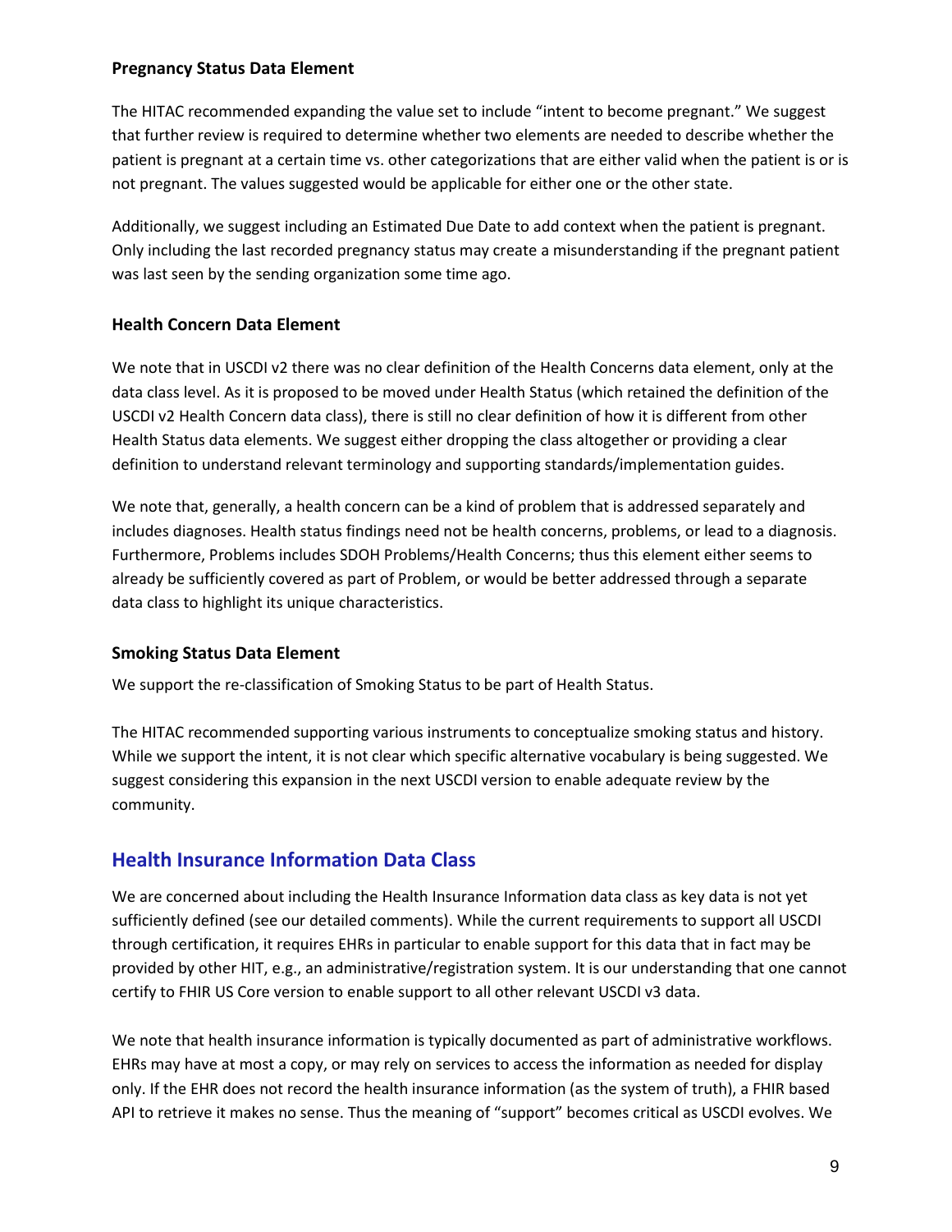### Pregnancy Status Data Element

The HITAC recommended expanding the value set to include "intent to become pregnant." We suggest that further review is required to determine whether two elements are needed to describe whether the patient is pregnant at a certain time vs. other categorizations that are either valid when the patient is or is not pregnant. The values suggested would be applicable for either one or the other state.

Additionally, we suggest including an Estimated Due Date to add context when the patient is pregnant. Only including the last recorded pregnancy status may create a misunderstanding if the pregnant patient was last seen by the sending organization some time ago.

### Health Concern Data Element

We note that in USCDI v2 there was no clear definition of the Health Concerns data element, only at the data class level. As it is proposed to be moved under Health Status (which retained the definition of the USCDI v2 Health Concern data class), there is still no clear definition of how it is different from other Health Status data elements. We suggest either dropping the class altogether or providing a clear definition to understand relevant terminology and supporting standards/implementation guides.

We note that, generally, a health concern can be a kind of problem that is addressed separately and includes diagnoses. Health status findings need not be health concerns, problems, or lead to a diagnosis. Furthermore, Problems includes SDOH Problems/Health Concerns; thus this element either seems to already be sufficiently covered as part of Problem, or would be better addressed through a separate data class to highlight its unique characteristics.

### Smoking Status Data Element

We support the re-classification of Smoking Status to be part of Health Status.

The HITAC recommended supporting various instruments to conceptualize smoking status and history. While we support the intent, it is not clear which specific alternative vocabulary is being suggested. We suggest considering this expansion in the next USCDI version to enable adequate review by the community.

## Health Insurance Information Data Class

We are concerned about including the Health Insurance Information data class as key data is not yet sufficiently defined (see our detailed comments). While the current requirements to support all USCDI through certification, it requires EHRs in particular to enable support for this data that in fact may be provided by other HIT, e.g., an administrative/registration system. It is our understanding that one cannot certify to FHIR US Core version to enable support to all other relevant USCDI v3 data.

We note that health insurance information is typically documented as part of administrative workflows. EHRs may have at most a copy, or may rely on services to access the information as needed for display only. If the EHR does not record the health insurance information (as the system of truth), a FHIR based API to retrieve it makes no sense. Thus the meaning of "support" becomes critical as USCDI evolves. We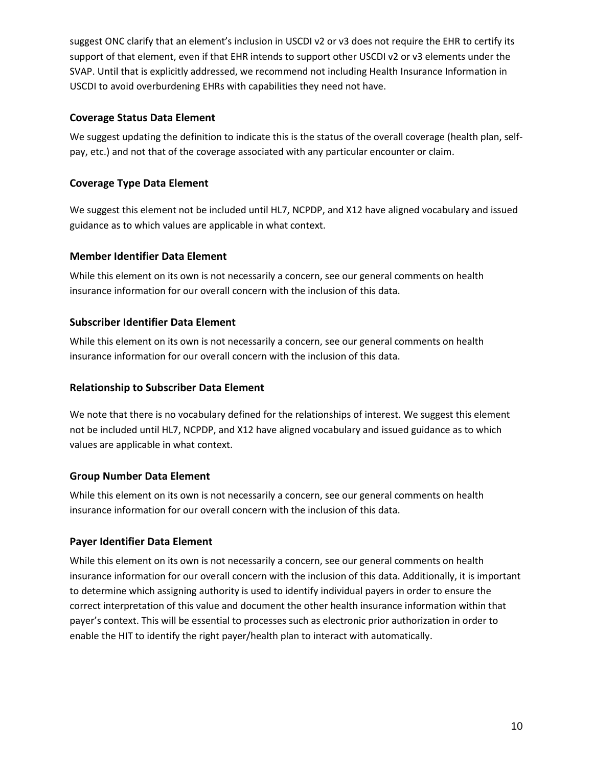suggest ONC clarify that an element's inclusion in USCDI v2 or v3 does not require the EHR to certify its support of that element, even if that EHR intends to support other USCDI v2 or v3 elements under the SVAP. Until that is explicitly addressed, we recommend not including Health Insurance Information in USCDI to avoid overburdening EHRs with capabilities they need not have.

### Coverage Status Data Element

We suggest updating the definition to indicate this is the status of the overall coverage (health plan, self-pay, etc.) and not that of the coverage associated with any particular encounter or claim.

### Coverage Type Data Element

We suggest this element not be included until HL7, NCPDP, and X12 have aligned vocabulary and issued guidance as to which values are applicable in what context.

### Member Identifier Data Element

While this element on its own is not necessarily a concern, see our general comments on health insurance information for our overall concern with the inclusion of this data.

### Subscriber Identifier Data Element

While this element on its own is not necessarily a concern, see our general comments on health insurance information for our overall concern with the inclusion of this data.

### Relationship to Subscriber Data Element

We note that there is no vocabulary defined for the relationships of interest. We suggest this element not be included until HL7, NCPDP, and X12 have aligned vocabulary and issued guidance as to which values are applicable in what context.

### Group Number Data Element

While this element on its own is not necessarily a concern, see our general comments on health insurance information for our overall concern with the inclusion of this data.

### Payer Identifier Data Element

While this element on its own is not necessarily a concern, see our general comments on health insurance information for our overall concern with the inclusion of this data. Additionally, it is important to determine which assigning authority is used to identify individual payers in order to ensure the correct interpretation of this value and document the other health insurance information within that payer's context. This will be essential to processes such as electronic prior authorization in order to enable the HIT to identify the right payer/health plan to interact with automatically.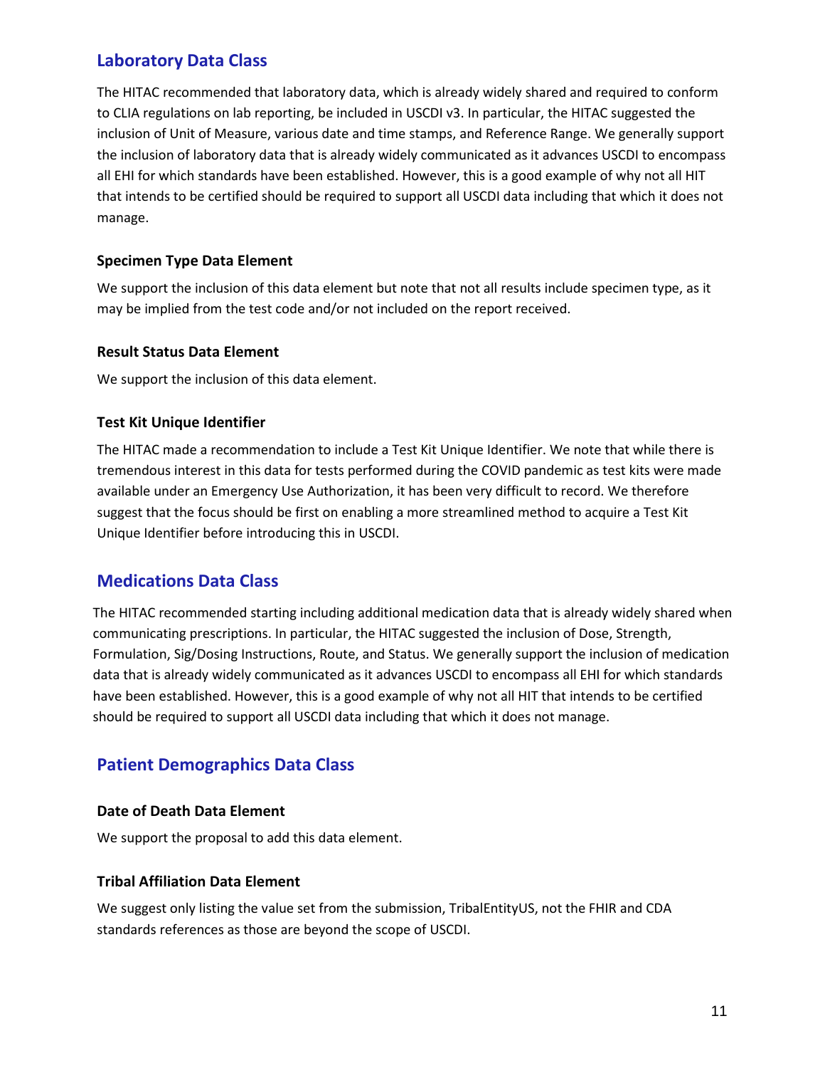## Laboratory Data Class

The HITAC recommended that laboratory data, which is already widely shared and required to conform to CLIA regulations on lab reporting, be included in USCDI v3. In particular, the HITAC suggested the inclusion of Unit of Measure, various date and time stamps, and Reference Range. We generally support the inclusion of laboratory data that is already widely communicated as it advances USCDI to encompass all EHI for which standards have been established. However, this is a good example of why not all HIT that intends to be certified should be required to support all USCDI data including that which it does not manage.

### Specimen Type Data Element

We support the inclusion of this data element but note that not all results include specimen type, as it may be implied from the test code and/or not included on the report received.

### Result Status Data Element

We support the inclusion of this data element.

### Test Kit Unique Identifier

The HITAC made a recommendation to include a Test Kit Unique Identifier. We note that while there is tremendous interest in this data for tests performed during the COVID pandemic as test kits were made available under an Emergency Use Authorization, it has been very difficult to record. We therefore suggest that the focus should be first on enabling a more streamlined method to acquire a Test Kit Unique Identifier before introducing this in USCDI.

## Medications Data Class

The HITAC recommended starting including additional medication data that is already widely shared when communicating prescriptions. In particular, the HITAC suggested the inclusion of Dose, Strength, Formulation, Sig/Dosing Instructions, Route, and Status. We generally support the inclusion of medication data that is already widely communicated as it advances USCDI to encompass all EHI for which standards have been established. However, this is a good example of why not all HIT that intends to be certified should be required to support all USCDI data including that which it does not manage.

## Patient Demographics Data Class

### Date of Death Data Element

We support the proposal to add this data element.

### Tribal Affiliation Data Element

We suggest only listing the value set from the submission, TribalEntityUS, not the FHIR and CDA standards references as those are beyond the scope of USCDI.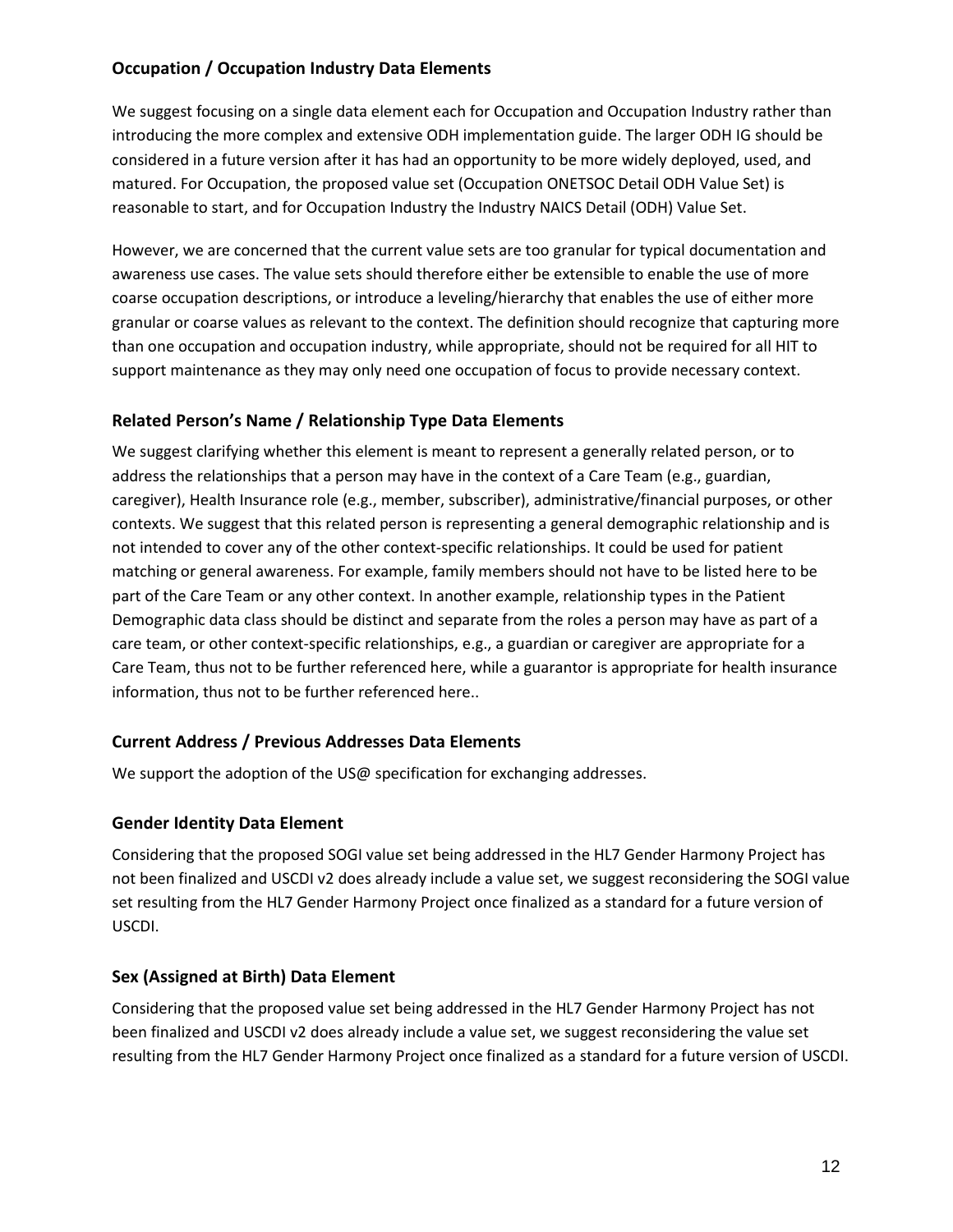### Occupation / Occupation Industry Data Elements

We suggest focusing on a single data element each for Occupation and Occupation Industry rather than introducing the more complex and extensive ODH implementation guide. The larger ODH IG should be considered in a future version after it has had an opportunity to be more widely deployed, used, and matured. For Occupation, the proposed value set (Occupation ONETSOC Detail ODH Value Set) is reasonable to start, and for Occupation Industry the Industry NAICS Detail (ODH) Value Set.

However, we are concerned that the current value sets are too granular for typical documentation and awareness use cases. The value sets should therefore either be extensible to enable the use of more coarse occupation descriptions, or introduce a leveling/hierarchy that enables the use of either more granular or coarse values as relevant to the context. The definition should recognize that capturing more than one occupation and occupation industry, while appropriate, should not be required for all HIT to support maintenance as they may only need one occupation of focus to provide necessary context.

### Related Person's Name / Relationship Type Data Elements

We suggest clarifying whether this element is meant to represent a generally related person, or to address the relationships that a person may have in the context of a Care Team (e.g., guardian, caregiver), Health Insurance role (e.g., member, subscriber), administrative/financial purposes, or other contexts. We suggest that this related person is representing a general demographic relationship and is not intended to cover any of the other context-specific relationships. It could be used for patient matching or general awareness. For example, family members should not have to be listed here to be part of the Care Team or any other context. In another example, relationship types in the Patient Demographic data class should be distinct and separate from the roles a person may have as part of a care team, or other context-specific relationships, e.g., a guardian or caregiver are appropriate for a Care Team, thus not to be further referenced here, while a guarantor is appropriate for health insurance information, thus not to be further referenced here..

### Current Address / Previous Addresses Data Elements

We support the adoption of the US@ specification for exchanging addresses.

### Gender Identity Data Element

Considering that the proposed SOGI value set being addressed in the HL7 Gender Harmony Project has not been finalized and USCDI v2 does already include a value set, we suggest reconsidering the SOGI value set resulting from the HL7 Gender Harmony Project once finalized as a standard for a future version of USCDI.

### Sex (Assigned at Birth) Data Element

Considering that the proposed value set being addressed in the HL7 Gender Harmony Project has not been finalized and USCDI v2 does already include a value set, we suggest reconsidering the value set resulting from the HL7 Gender Harmony Project once finalized as a standard for a future version of USCDI.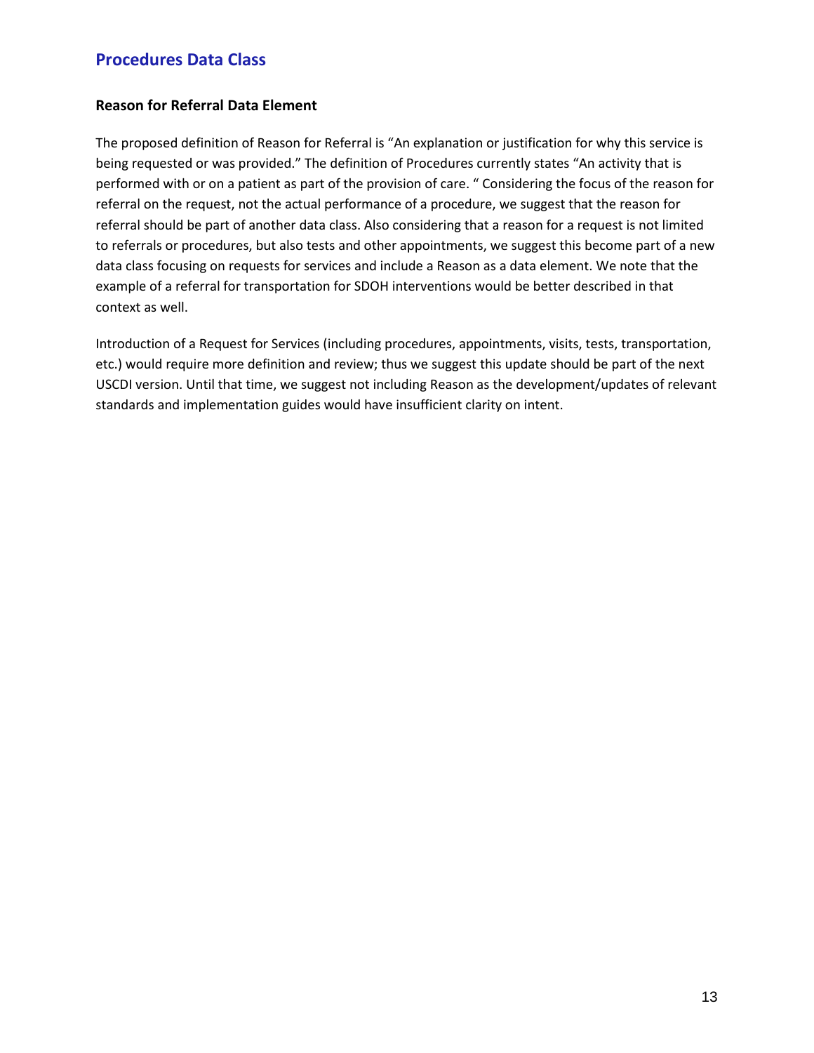## Procedures Data Class

### Reason for Referral Data Element

The proposed definition of Reason for Referral is "An explanation or justification for why this service is being requested or was provided." The definition of Procedures currently states "An activity that is performed with or on a patient as part of the provision of care. " Considering the focus of the reason for referral on the request, not the actual performance of a procedure, we suggest that the reason for referral should be part of another data class. Also considering that a reason for a request is not limited to referrals or procedures, but also tests and other appointments, we suggest this become part of a new data class focusing on requests for services and include a Reason as a data element. We note that the example of a referral for transportation for SDOH interventions would be better described in that context as well.

Introduction of a Request for Services (including procedures, appointments, visits, tests, transportation, etc.) would require more definition and review; thus we suggest this update should be part of the next USCDI version. Until that time, we suggest not including Reason as the development/updates of relevant standards and implementation guides would have insufficient clarity on intent.